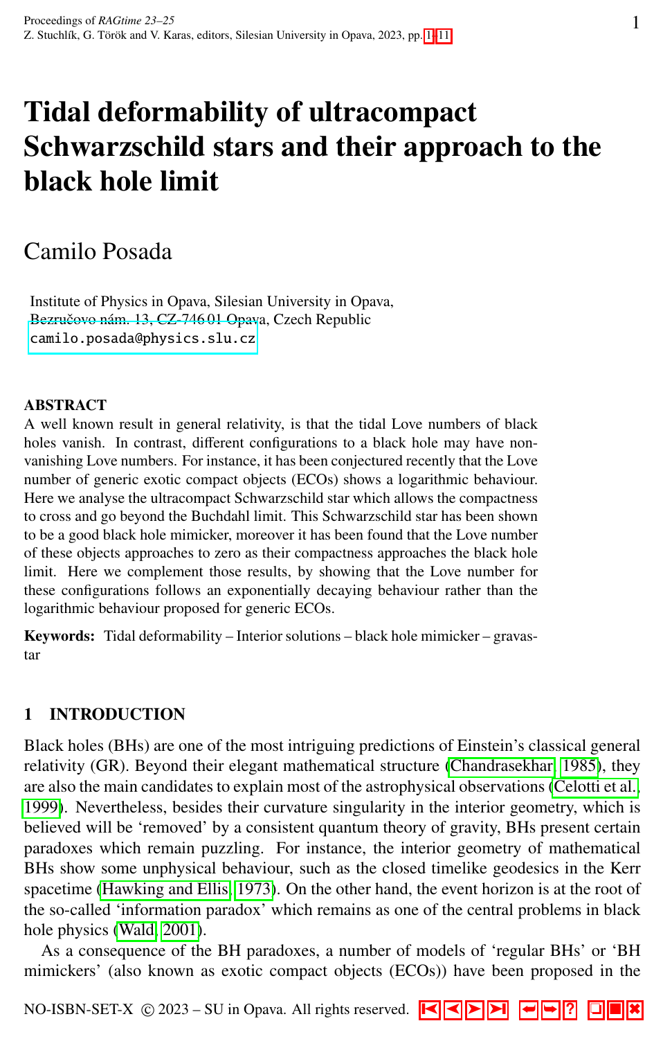# Tidal deformability of ultracompact Schwarzschild stars and their approach to the black hole limit

## Camilo Posada

Institute of Physics in Opava, Silesian University in Opava,
Bezručovo nám. 13, CZ-746 01 Opava, Czech Republic
camilo.posada@physics.slu.cz

**ABSTRACT**

A well known result in general relativity, is that the tidal Love numbers of black holes vanish. In contrast, different configurations to a black hole may have non-vanishing Love numbers. For instance, it has been conjectured recently that the Love number of generic exotic compact objects (ECOs) shows a logarithmic behaviour. Here we analyse the ultracompact Schwarzschild star which allows the compactness to cross and go beyond the Buchdahl limit. This Schwarzschild star has been shown to be a good black hole mimicker, moreover it has been found that the Love number of these objects approaches to zero as their compactness approaches the black hole limit. Here we complement those results, by showing that the Love number for these configurations follows an exponentially decaying behaviour rather than the logarithmic behaviour proposed for generic ECOs.

**Keywords:** Tidal deformability – Interior solutions – black hole mimicker – gravastar

## 1 INTRODUCTION

Black holes (BHs) are one of the most intriguing predictions of Einstein's classical general relativity (GR). Beyond their elegant mathematical structure (Chandrasekhar, 1985), they are also the main candidates to explain most of the astrophysical observations (Celotti et al., 1999). Nevertheless, besides their curvature singularity in the interior geometry, which is believed will be 'removed' by a consistent quantum theory of gravity, BHs present certain paradoxes which remain puzzling. For instance, the interior geometry of mathematical BHs show some unphysical behaviour, such as the closed timelike geodesics in the Kerr spacetime (Hawking and Ellis, 1973). On the other hand, the event horizon is at the root of the so-called 'information paradox' which remains as one of the central problems in black hole physics (Wald, 2001).

As a consequence of the BH paradoxes, a number of models of 'regular BHs' or 'BH mimickers' (also known as exotic compact objects (ECOs)) have been proposed in the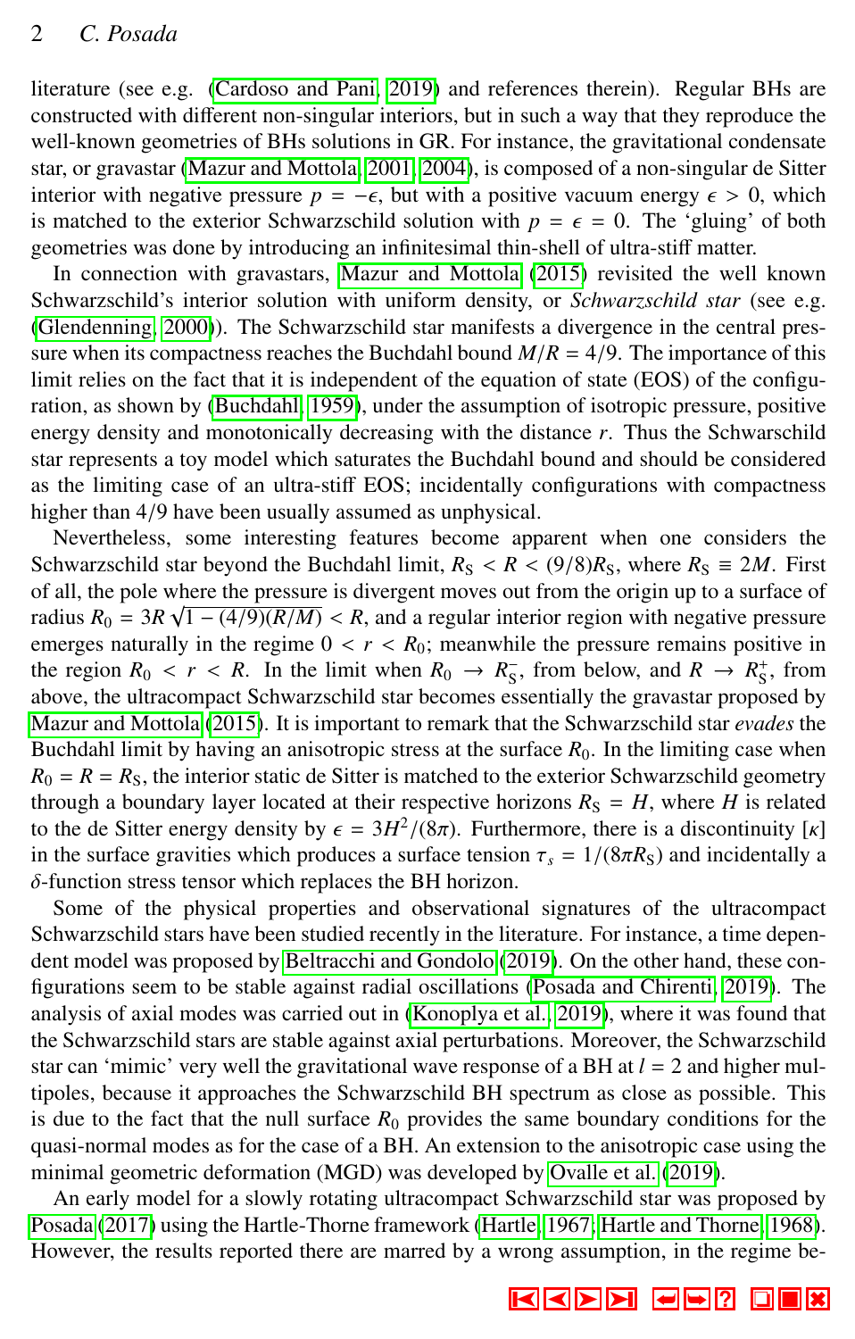literature (see e.g. (Cardoso and Pani, 2019) and references therein). Regular BHs are constructed with different non-singular interiors, but in such a way that they reproduce the well-known geometries of BHs solutions in GR. For instance, the gravitational condensate star, or gravastar (Mazur and Mottola, 2001, 2004), is composed of a non-singular de Sitter interior with negative pressure $p = -\epsilon$, but with a positive vacuum energy $\epsilon > 0$, which is matched to the exterior Schwarzschild solution with $p = \epsilon = 0$. The 'gluing' of both geometries was done by introducing an infinitesimal thin-shell of ultra-stiff matter.

In connection with gravastars, Mazur and Mottola (2015) revisited the well known Schwarzschild's interior solution with uniform density, or *Schwarzschild star* (see e.g. (Glendenning, 2000)). The Schwarzschild star manifests a divergence in the central pressure when its compactness reaches the Buchdahl bound $M/R = 4/9$. The importance of this limit relies on the fact that it is independent of the equation of state (EOS) of the configuration, as shown by (Buchdahl, 1959), under the assumption of isotropic pressure, positive energy density and monotonically decreasing with the distance $r$. Thus the Schwarzschild star represents a toy model which saturates the Buchdahl bound and should be considered as the limiting case of an ultra-stiff EOS; incidentally configurations with compactness higher than 4/9 have been usually assumed as unphysical.

Nevertheless, some interesting features become apparent when one considers the Schwarzschild star beyond the Buchdahl limit, $R_S < R < (9/8)R_S$, where $R_S \equiv 2M$. First of all, the pole where the pressure is divergent moves out from the origin up to a surface of radius $R_0 = 3R\sqrt{1 - (4/9)(R/M)} < R$, and a regular interior region with negative pressure emerges naturally in the regime $0 < r < R_0$; meanwhile the pressure remains positive in the region $R_0 < r < R$. In the limit when $R_0 \to R_S^-$, from below, and $R \to R_S^+$, from above, the ultracompact Schwarzschild star becomes essentially the gravastar proposed by Mazur and Mottola (2015). It is important to remark that the Schwarzschild star *evades* the Buchdahl limit by having an anisotropic stress at the surface $R_0$. In the limiting case when $R_0 = R = R_S$, the interior static de Sitter is matched to the exterior Schwarzschild geometry through a boundary layer located at their respective horizons $R_S = H$, where $H$ is related to the de Sitter energy density by $\epsilon = 3H^2/(8\pi)$. Furthermore, there is a discontinuity $[\kappa]$ in the surface gravities which produces a surface tension $\tau_s = 1/(8\pi R_S)$ and incidentally a $\delta$-function stress tensor which replaces the BH horizon.

Some of the physical properties and observational signatures of the ultracompact Schwarzschild stars have been studied recently in the literature. For instance, a time dependent model was proposed by Beltracchi and Gondolo (2019). On the other hand, these configurations seem to be stable against radial oscillations (Posada and Chirenti, 2019). The analysis of axial modes was carried out in (Konoplya et al., 2019), where it was found that the Schwarzschild stars are stable against axial perturbations. Moreover, the Schwarzschild star can 'mimic' very well the gravitational wave response of a BH at $l = 2$ and higher multipoles, because it approaches the Schwarzschild BH spectrum as close as possible. This is due to the fact that the null surface $R_0$ provides the same boundary conditions for the quasi-normal modes as for the case of a BH. An extension to the anisotropic case using the minimal geometric deformation (MGD) was developed by Ovalle et al. (2019).

An early model for a slowly rotating ultracompact Schwarzschild star was proposed by Posada (2017) using the Hartle-Thorne framework (Hartle, 1967; Hartle and Thorne, 1968). However, the results reported there are marred by a wrong assumption, in the regime be-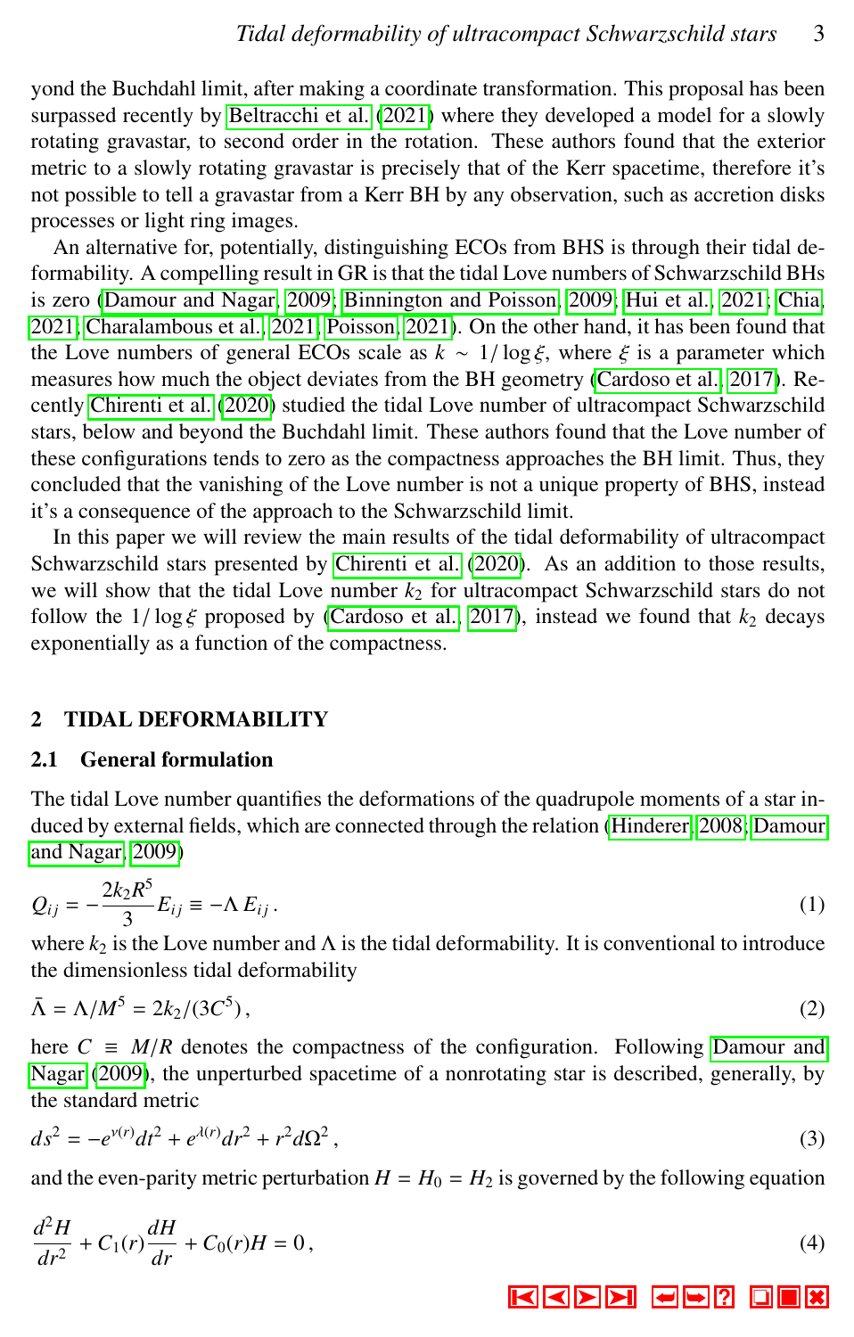yond the Buchdahl limit, after making a coordinate transformation. This proposal has been surpassed recently by Beltracchi et al. (2021) where they developed a model for a slowly rotating gravastar, to second order in the rotation. These authors found that the exterior metric to a slowly rotating gravastar is precisely that of the Kerr spacetime, therefore it's not possible to tell a gravastar from a Kerr BH by any observation, such as accretion disks processes or light ring images.

An alternative for, potentially, distinguishing ECOs from BHS is through their tidal deformability. A compelling result in GR is that the tidal Love numbers of Schwarzschild BHs is zero (Damour and Nagar, 2009; Binnington and Poisson, 2009; Hui et al., 2021; Chia, 2021; Charalambous et al., 2021; Poisson, 2021). On the other hand, it has been found that the Love numbers of general ECOs scale as $k \sim 1/\log\xi$, where $\xi$ is a parameter which measures how much the object deviates from the BH geometry (Cardoso et al., 2017). Recently Chirenti et al. (2020) studied the tidal Love number of ultracompact Schwarzschild stars, below and beyond the Buchdahl limit. These authors found that the Love number of these configurations tends to zero as the compactness approaches the BH limit. Thus, they concluded that the vanishing of the Love number is not a unique property of BHS, instead it's a consequence of the approach to the Schwarzschild limit.

In this paper we will review the main results of the tidal deformability of ultracompact Schwarzschild stars presented by Chirenti et al. (2020). As an addition to those results, we will show that the tidal Love number $k_2$ for ultracompact Schwarzschild stars do not follow the $1/\log\xi$ proposed by (Cardoso et al., 2017), instead we found that $k_2$ decays exponentially as a function of the compactness.

## 2 TIDAL DEFORMABILITY

### 2.1 General formulation

The tidal Love number quantifies the deformations of the quadrupole moments of a star induced by external fields, which are connected through the relation (Hinderer, 2008; Damour and Nagar, 2009)

$$Q_{ij} = -\frac{2k_2 R^5}{3} E_{ij} \equiv -\Lambda\, E_{ij}\,. \tag{1}$$

where $k_2$ is the Love number and $\Lambda$ is the tidal deformability. It is conventional to introduce the dimensionless tidal deformability

$$\bar{\Lambda} = \Lambda/M^5 = 2k_2/(3C^5)\,, \tag{2}$$

here $C \equiv M/R$ denotes the compactness of the configuration. Following Damour and Nagar (2009), the unperturbed spacetime of a nonrotating star is described, generally, by the standard metric

$$ds^2 = -e^{\nu(r)}dt^2 + e^{\lambda(r)}dr^2 + r^2 d\Omega^2\,, \tag{3}$$

and the even-parity metric perturbation $H = H_0 = H_2$ is governed by the following equation

$$\frac{d^2 H}{dr^2} + C_1(r)\frac{dH}{dr} + C_0(r)H = 0\,, \tag{4}$$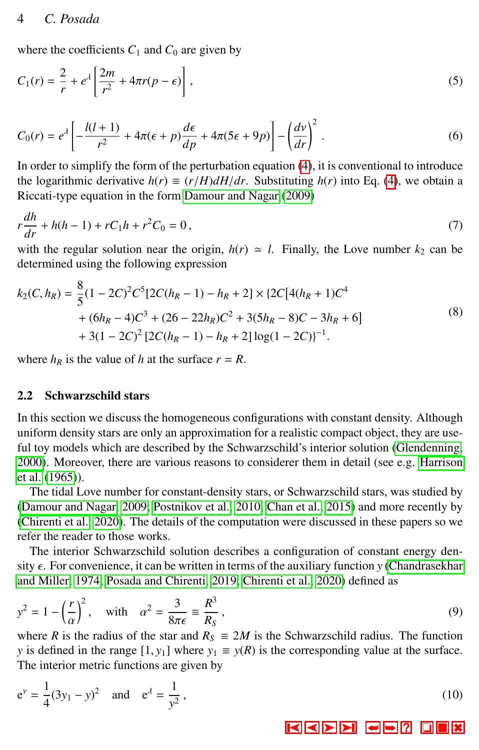where the coefficients $C_1$ and $C_0$ are given by

$$C_1(r) = \frac{2}{r} + e^{\lambda}\left[\frac{2m}{r^2} + 4\pi r(p - \epsilon)\right], \tag{5}$$

$$C_0(r) = e^{\lambda}\left[-\frac{l(l+1)}{r^2} + 4\pi(\epsilon + p)\frac{d\epsilon}{dp} + 4\pi(5\epsilon + 9p)\right] - \left(\frac{d\nu}{dr}\right)^2. \tag{6}$$

In order to simplify the form of the perturbation equation (4), it is conventional to introduce the logarithmic derivative $h(r) \equiv (r/H)dH/dr$. Substituting $h(r)$ into Eq. (4), we obtain a Riccati-type equation in the form Damour and Nagar (2009)

$$r\frac{dh}{dr} + h(h-1) + rC_1 h + r^2 C_0 = 0, \tag{7}$$

with the regular solution near the origin, $h(r) \simeq l$. Finally, the Love number $k_2$ can be determined using the following expression

$$\begin{aligned} k_2(C, h_R) = &\frac{8}{5}(1-2C)^2 C^5 [2C(h_R - 1) - h_R + 2] \times \{2C[4(h_R + 1)C^4 \\ &+ (6h_R - 4)C^3 + (26 - 22h_R)C^2 + 3(5h_R - 8)C - 3h_R + 6] \\ &+ 3(1-2C)^2 [2C(h_R - 1) - h_R + 2] \log(1 - 2C)\}^{-1}. \end{aligned} \tag{8}$$

where $h_R$ is the value of $h$ at the surface $r = R$.

### 2.2 Schwarzschild stars

In this section we discuss the homogeneous configurations with constant density. Although uniform density stars are only an approximation for a realistic compact object, they are useful toy models which are described by the Schwarzschild's interior solution (Glendenning, 2000). Moreover, there are various reasons to considerer them in detail (see e.g. Harrison et al. (1965)).

The tidal Love number for constant-density stars, or Schwarzschild stars, was studied by (Damour and Nagar, 2009; Postnikov et al., 2010; Chan et al., 2015) and more recently by (Chirenti et al., 2020). The details of the computation were discussed in these papers so we refer the reader to those works.

The interior Schwarzschild solution describes a configuration of constant energy density $\epsilon$. For convenience, it can be written in terms of the auxiliary function $y$ (Chandrasekhar and Miller, 1974; Posada and Chirenti, 2019; Chirenti et al., 2020) defined as

$$y^2 = 1 - \left(\frac{r}{\alpha}\right)^2, \quad \text{with} \quad \alpha^2 = \frac{3}{8\pi\epsilon} \equiv \frac{R^3}{R_S}, \tag{9}$$

where $R$ is the radius of the star and $R_S \equiv 2M$ is the Schwarzschild radius. The function $y$ is defined in the range $[1, y_1]$ where $y_1 \equiv y(R)$ is the corresponding value at the surface. The interior metric functions are given by

$$\mathrm{e}^{\nu} = \frac{1}{4}(3y_1 - y)^2 \quad \text{and} \quad \mathrm{e}^{\lambda} = \frac{1}{y^2}, \tag{10}$$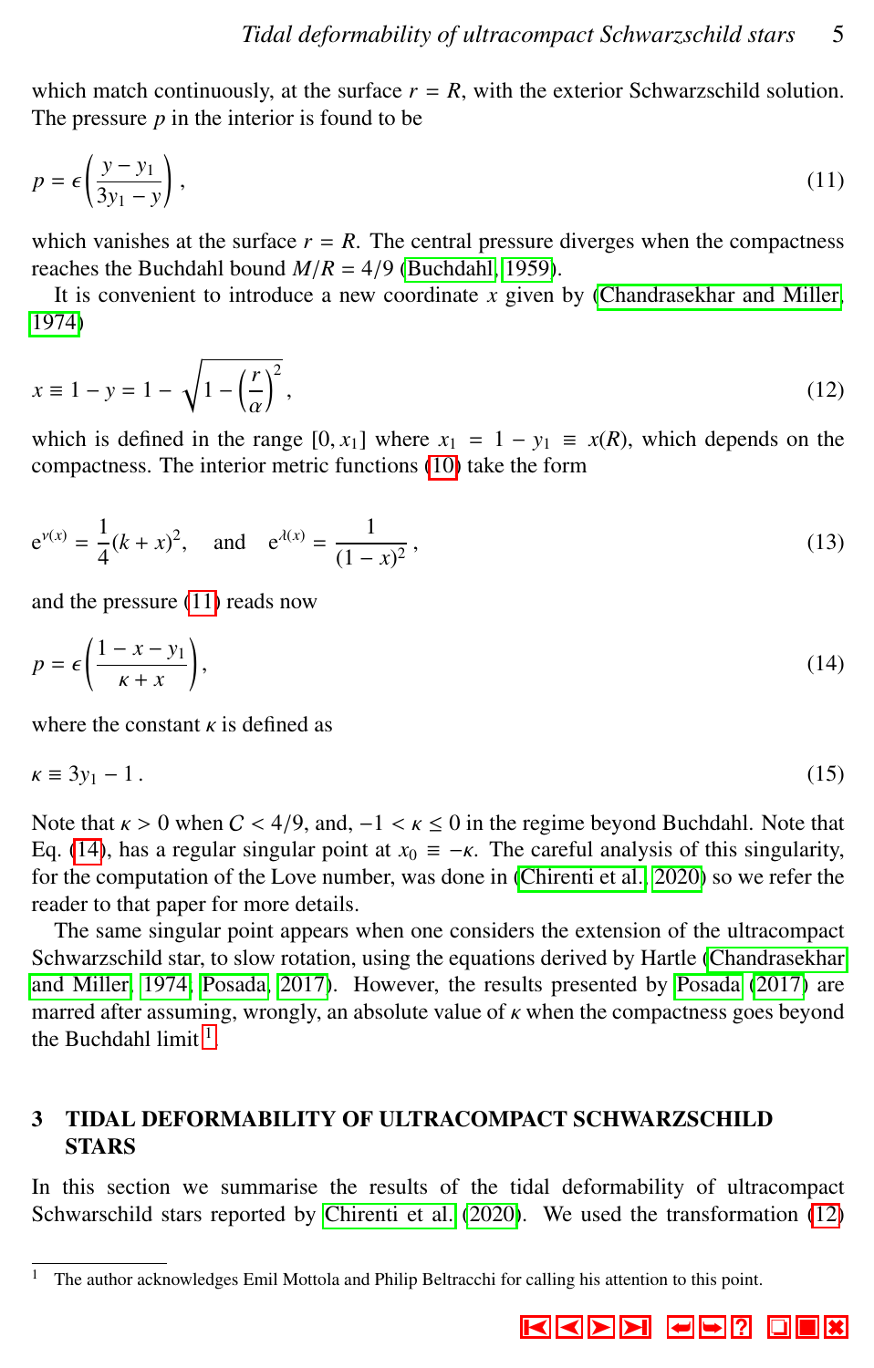which match continuously, at the surface $r = R$, with the exterior Schwarzschild solution. The pressure $p$ in the interior is found to be

$$p = \epsilon\left(\frac{y - y_1}{3y_1 - y}\right), \tag{11}$$

which vanishes at the surface $r = R$. The central pressure diverges when the compactness reaches the Buchdahl bound $M/R = 4/9$ (Buchdahl, 1959).

It is convenient to introduce a new coordinate $x$ given by (Chandrasekhar and Miller, 1974)

$$x \equiv 1 - y = 1 - \sqrt{1 - \left(\frac{r}{\alpha}\right)^2}, \tag{12}$$

which is defined in the range $[0, x_1]$ where $x_1 = 1 - y_1 \equiv x(R)$, which depends on the compactness. The interior metric functions (10) take the form

$$\mathrm{e}^{\nu(x)} = \frac{1}{4}(k + x)^2, \quad \text{and} \quad \mathrm{e}^{\lambda(x)} = \frac{1}{(1 - x)^2}, \tag{13}$$

and the pressure (11) reads now

$$p = \epsilon\left(\frac{1 - x - y_1}{\kappa + x}\right), \tag{14}$$

where the constant $\kappa$ is defined as

$$\kappa \equiv 3y_1 - 1. \tag{15}$$

Note that $\kappa > 0$ when $C < 4/9$, and, $-1 < \kappa \leq 0$ in the regime beyond Buchdahl. Note that Eq. (14), has a regular singular point at $x_0 \equiv -\kappa$. The careful analysis of this singularity, for the computation of the Love number, was done in (Chirenti et al., 2020) so we refer the reader to that paper for more details.

The same singular point appears when one considers the extension of the ultracompact Schwarzschild star, to slow rotation, using the equations derived by Hartle (Chandrasekhar and Miller, 1974; Posada, 2017). However, the results presented by Posada (2017) are marred after assuming, wrongly, an absolute value of $\kappa$ when the compactness goes beyond the Buchdahl limit [1].

## 3 TIDAL DEFORMABILITY OF ULTRACOMPACT SCHWARZSCHILD STARS

In this section we summarise the results of the tidal deformability of ultracompact Schwarzschild stars reported by Chirenti et al. (2020). We used the transformation (12)

---

[1] The author acknowledges Emil Mottola and Philip Beltracchi for calling his attention to this point.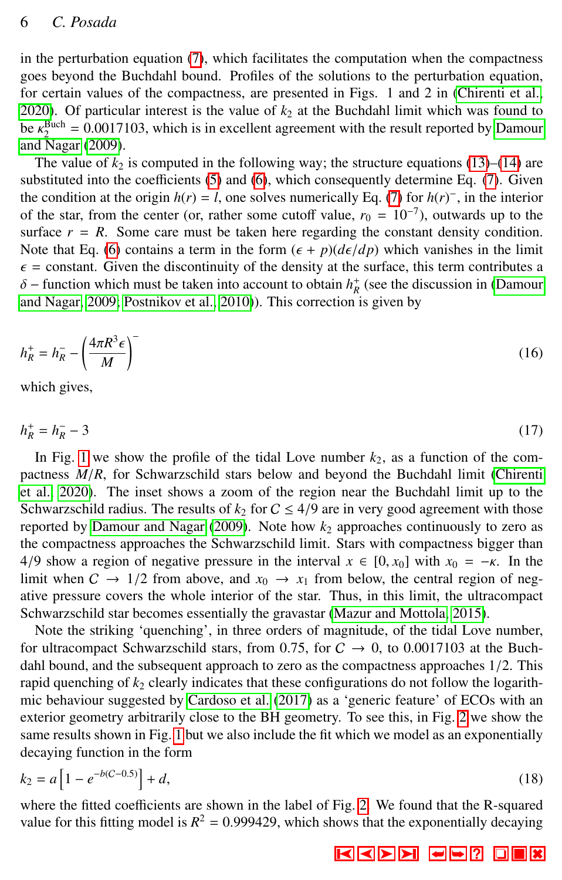in the perturbation equation (7), which facilitates the computation when the compactness goes beyond the Buchdahl bound. Profiles of the solutions to the perturbation equation, for certain values of the compactness, are presented in Figs. 1 and 2 in (Chirenti et al., 2020). Of particular interest is the value of $k_2$ at the Buchdahl limit which was found to be $\kappa_2^{\text{Buch}} = 0.0017103$, which is in excellent agreement with the result reported by Damour and Nagar (2009).

The value of $k_2$ is computed in the following way; the structure equations (13)–(14) are substituted into the coefficients (5) and (6), which consequently determine Eq. (7). Given the condition at the origin $h(r) = l$, one solves numerically Eq. (7) for $h(r)^-$, in the interior of the star, from the center (or, rather some cutoff value, $r_0 = 10^{-7}$), outwards up to the surface $r = R$. Some care must be taken here regarding the constant density condition. Note that Eq. (6) contains a term in the form $(\epsilon + p)(d\epsilon/dp)$ which vanishes in the limit $\epsilon =$ constant. Given the discontinuity of the density at the surface, this term contributes a $\delta-$ function which must be taken into account to obtain $h_R^+$ (see the discussion in (Damour and Nagar, 2009; Postnikov et al., 2010)). This correction is given by

$$h_R^+ = h_R^- - \left(\frac{4\pi R^3 \epsilon}{M}\right)^- \tag{16}$$

which gives,

$$h_R^+ = h_R^- - 3 \tag{17}$$

In Fig. 1 we show the profile of the tidal Love number $k_2$, as a function of the compactness $M/R$, for Schwarzschild stars below and beyond the Buchdahl limit (Chirenti et al., 2020). The inset shows a zoom of the region near the Buchdahl limit up to the Schwarzschild radius. The results of $k_2$ for $C \leq 4/9$ are in very good agreement with those reported by Damour and Nagar (2009). Note how $k_2$ approaches continuously to zero as the compactness approaches the Schwarzschild limit. Stars with compactness bigger than 4/9 show a region of negative pressure in the interval $x \in [0, x_0]$ with $x_0 = -\kappa$. In the limit when $C \to 1/2$ from above, and $x_0 \to x_1$ from below, the central region of negative pressure covers the whole interior of the star. Thus, in this limit, the ultracompact Schwarzschild star becomes essentially the gravastar (Mazur and Mottola, 2015).

Note the striking 'quenching', in three orders of magnitude, of the tidal Love number, for ultracompact Schwarzschild stars, from 0.75, for $C \to 0$, to 0.0017103 at the Buchdahl bound, and the subsequent approach to zero as the compactness approaches 1/2. This rapid quenching of $k_2$ clearly indicates that these configurations do not follow the logarithmic behaviour suggested by Cardoso et al. (2017) as a 'generic feature' of ECOs with an exterior geometry arbitrarily close to the BH geometry. To see this, in Fig. 2 we show the same results shown in Fig. 1 but we also include the fit which we model as an exponentially decaying function in the form

$$k_2 = a\left[1 - e^{-b(C-0.5)}\right] + d, \tag{18}$$

where the fitted coefficients are shown in the label of Fig. 2. We found that the R-squared value for this fitting model is $R^2 = 0.999429$, which shows that the exponentially decaying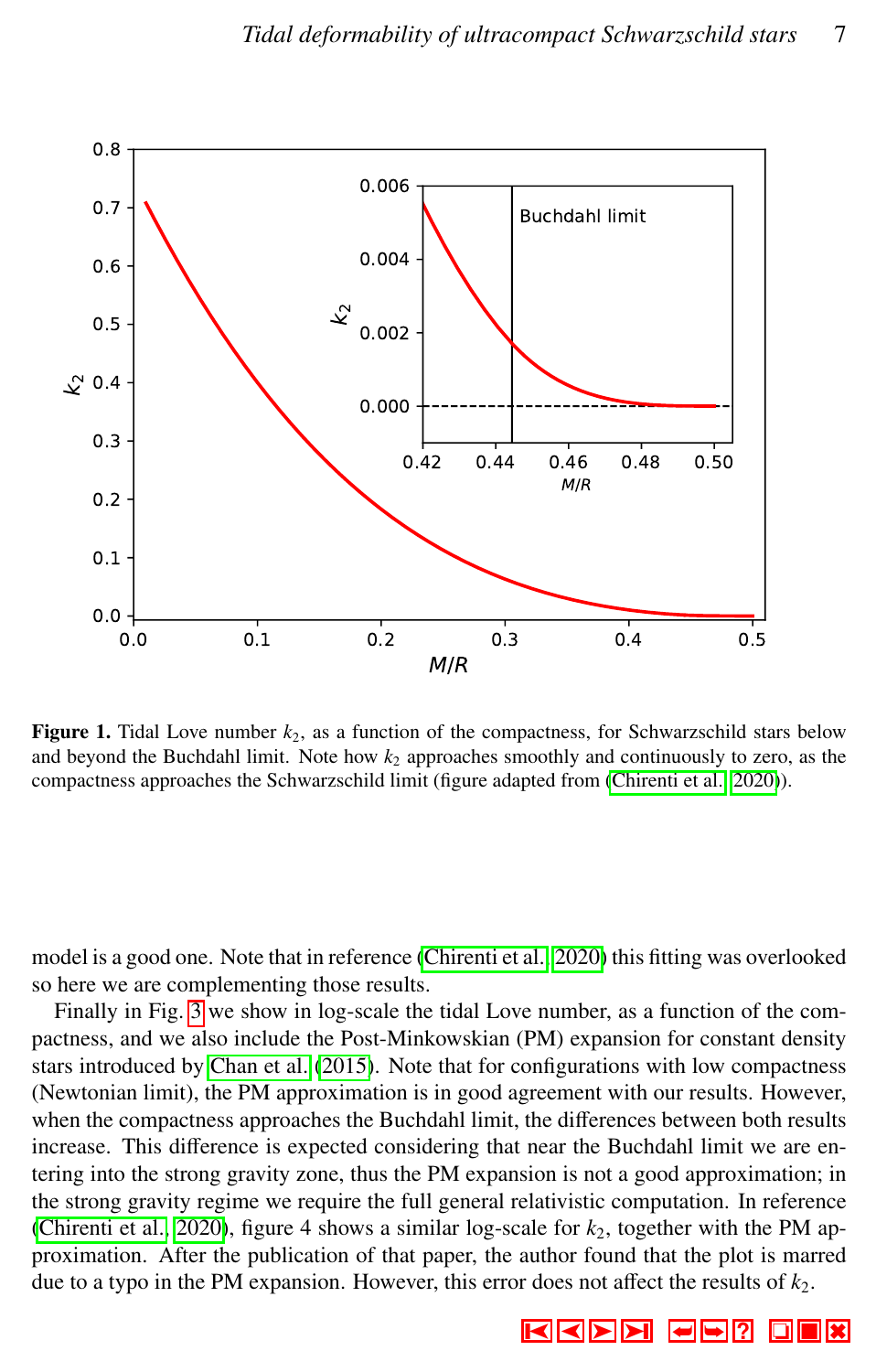**Figure 1.** Tidal Love number $k_2$, as a function of the compactness, for Schwarzschild stars below and beyond the Buchdahl limit. Note how $k_2$ approaches smoothly and continuously to zero, as the compactness approaches the Schwarzschild limit (figure adapted from (Chirenti et al. 2020)).

model is a good one. Note that in reference (Chirenti et al. 2020) this fitting was overlooked so here we are complementing those results.

Finally in Fig. 3 we show in log-scale the tidal Love number, as a function of the compactness, and we also include the Post-Minkowskian (PM) expansion for constant density stars introduced by Chan et al. (2015). Note that for configurations with low compactness (Newtonian limit), the PM approximation is in good agreement with our results. However, when the compactness approaches the Buchdahl limit, the differences between both results increase. This difference is expected considering that near the Buchdahl limit we are entering into the strong gravity zone, thus the PM expansion is not a good approximation; in the strong gravity regime we require the full general relativistic computation. In reference (Chirenti et al. 2020), figure 4 shows a similar log-scale for $k_2$, together with the PM approximation. After the publication of that paper, the author found that the plot is marred due to a typo in the PM expansion. However, this error does not affect the results of $k_2$.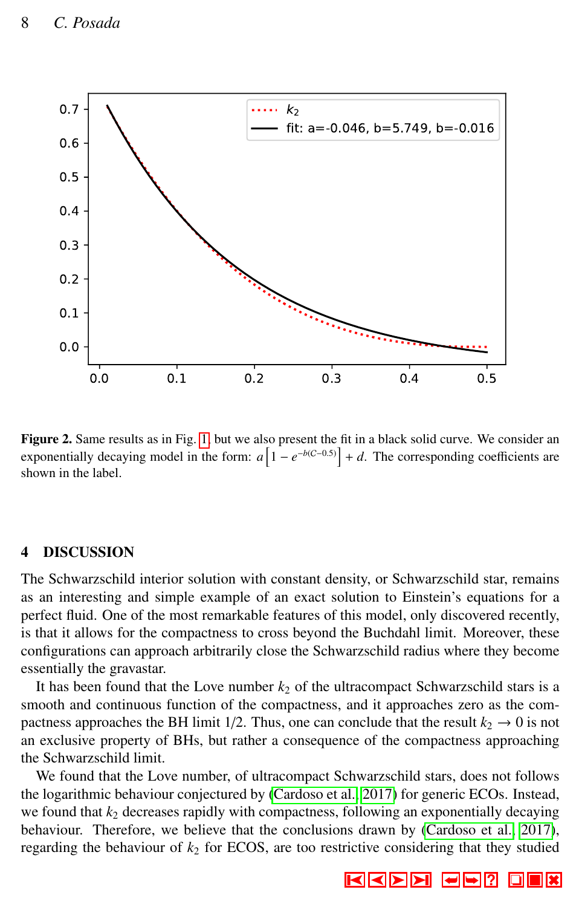**Figure 2.** Same results as in Fig. 1, but we also present the fit in a black solid curve. We consider an exponentially decaying model in the form: $a\left[1 - e^{-b(C-0.5)}\right] + d$. The corresponding coefficients are shown in the label.

## 4 DISCUSSION

The Schwarzschild interior solution with constant density, or Schwarzschild star, remains as an interesting and simple example of an exact solution to Einstein's equations for a perfect fluid. One of the most remarkable features of this model, only discovered recently, is that it allows for the compactness to cross beyond the Buchdahl limit. Moreover, these configurations can approach arbitrarily close the Schwarzschild radius where they become essentially the gravastar.

It has been found that the Love number $k_2$ of the ultracompact Schwarzschild stars is a smooth and continuous function of the compactness, and it approaches zero as the compactness approaches the BH limit 1/2. Thus, one can conclude that the result $k_2 \to 0$ is not an exclusive property of BHs, but rather a consequence of the compactness approaching the Schwarzschild limit.

We found that the Love number, of ultracompact Schwarzschild stars, does not follows the logarithmic behaviour conjectured by (Cardoso et al. 2017) for generic ECOs. Instead, we found that $k_2$ decreases rapidly with compactness, following an exponentially decaying behaviour. Therefore, we believe that the conclusions drawn by (Cardoso et al. 2017), regarding the behaviour of $k_2$ for ECOS, are too restrictive considering that they studied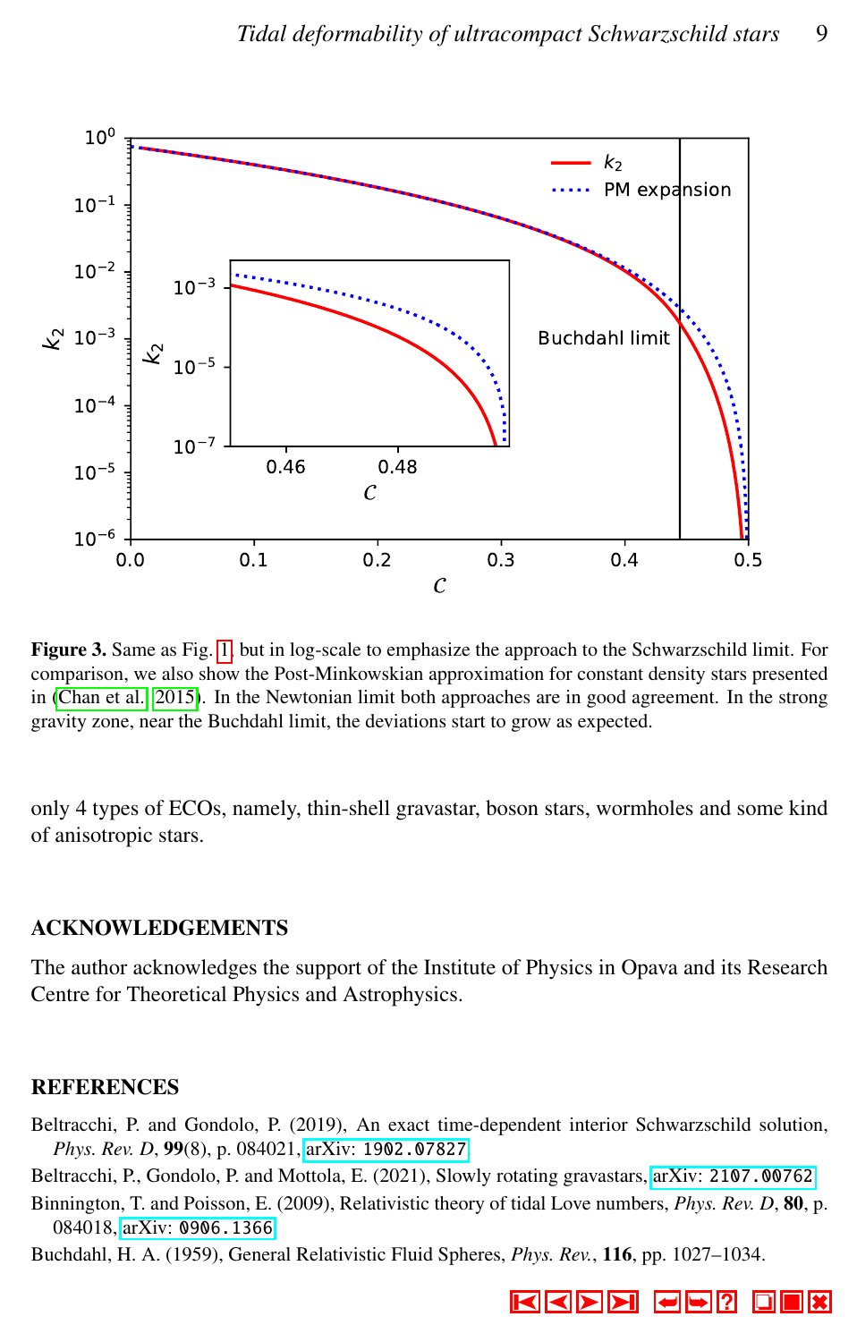**Figure 3.** Same as Fig. 1, but in log-scale to emphasize the approach to the Schwarzschild limit. For comparison, we also show the Post-Minkowskian approximation for constant density stars presented in (Chan et al. 2015). In the Newtonian limit both approaches are in good agreement. In the strong gravity zone, near the Buchdahl limit, the deviations start to grow as expected.

only 4 types of ECOs, namely, thin-shell gravastar, boson stars, wormholes and some kind of anisotropic stars.

## ACKNOWLEDGEMENTS

The author acknowledges the support of the Institute of Physics in Opava and its Research Centre for Theoretical Physics and Astrophysics.

## REFERENCES

Beltracchi, P. and Gondolo, P. (2019), An exact time-dependent interior Schwarzschild solution, *Phys. Rev. D*, **99**(8), p. 084021, arXiv: 1902.07827.

Beltracchi, P., Gondolo, P. and Mottola, E. (2021), Slowly rotating gravastars, arXiv: 2107.00762.

Binnington, T. and Poisson, E. (2009), Relativistic theory of tidal Love numbers, *Phys. Rev. D*, **80**, p. 084018, arXiv: 0906.1366.

Buchdahl, H. A. (1959), General Relativistic Fluid Spheres, *Phys. Rev.*, **116**, pp. 1027–1034.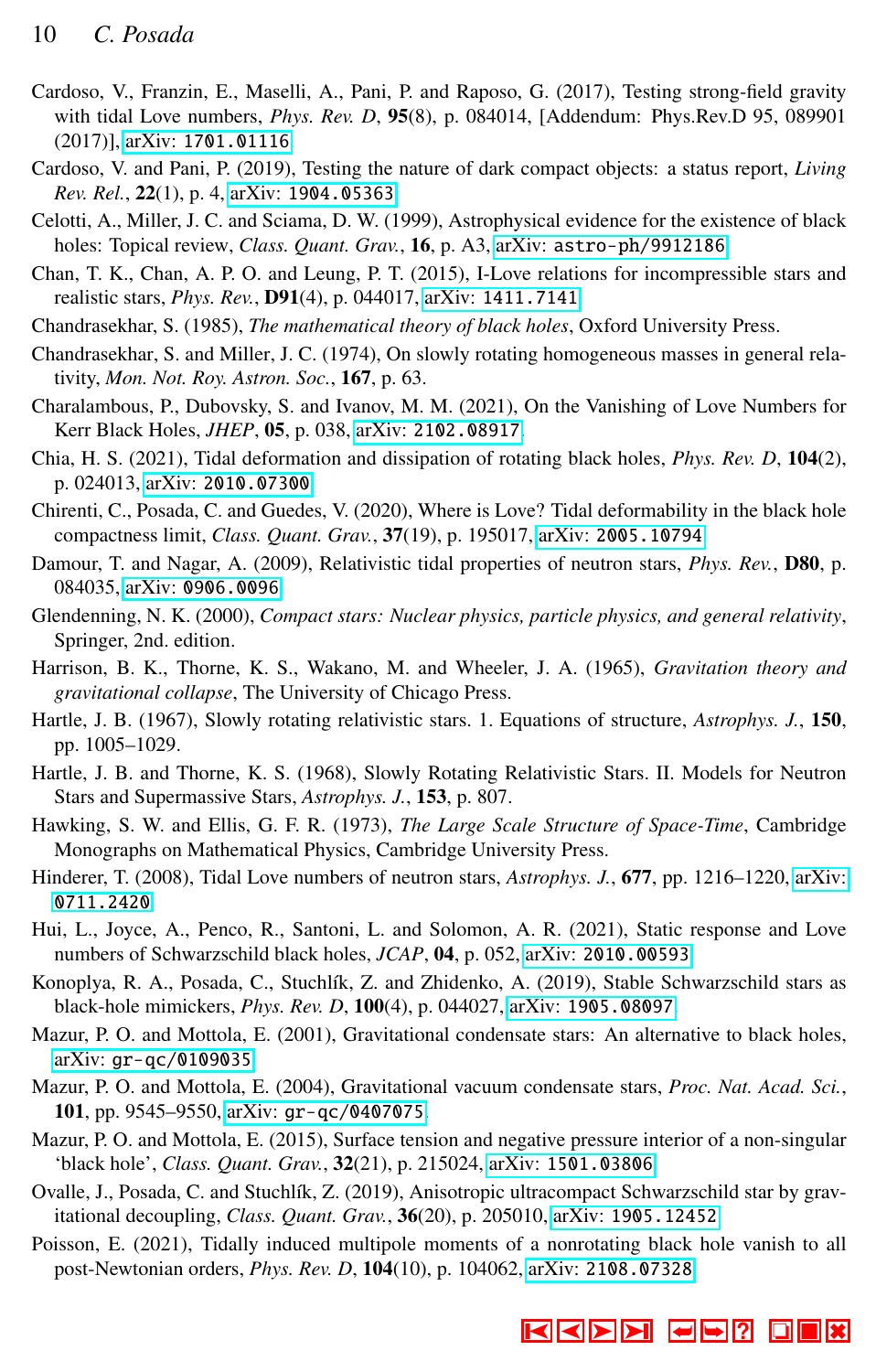Cardoso, V., Franzin, E., Maselli, A., Pani, P. and Raposo, G. (2017), Testing strong-field gravity with tidal Love numbers, *Phys. Rev. D*, **95**(8), p. 084014, [Addendum: Phys.Rev.D 95, 089901 (2017)], arXiv: 1701.01116.

Cardoso, V. and Pani, P. (2019), Testing the nature of dark compact objects: a status report, *Living Rev. Rel.*, **22**(1), p. 4, arXiv: 1904.05363.

Celotti, A., Miller, J. C. and Sciama, D. W. (1999), Astrophysical evidence for the existence of black holes: Topical review, *Class. Quant. Grav.*, **16**, p. A3, arXiv: astro-ph/9912186.

Chan, T. K., Chan, A. P. O. and Leung, P. T. (2015), I-Love relations for incompressible stars and realistic stars, *Phys. Rev.*, **D91**(4), p. 044017, arXiv: 1411.7141.

Chandrasekhar, S. (1985), *The mathematical theory of black holes*, Oxford University Press.

Chandrasekhar, S. and Miller, J. C. (1974), On slowly rotating homogeneous masses in general relativity, *Mon. Not. Roy. Astron. Soc.*, **167**, p. 63.

Charalambous, P., Dubovsky, S. and Ivanov, M. M. (2021), On the Vanishing of Love Numbers for Kerr Black Holes, *JHEP*, **05**, p. 038, arXiv: 2102.08917.

Chia, H. S. (2021), Tidal deformation and dissipation of rotating black holes, *Phys. Rev. D*, **104**(2), p. 024013, arXiv: 2010.07300.

Chirenti, C., Posada, C. and Guedes, V. (2020), Where is Love? Tidal deformability in the black hole compactness limit, *Class. Quant. Grav.*, **37**(19), p. 195017, arXiv: 2005.10794.

Damour, T. and Nagar, A. (2009), Relativistic tidal properties of neutron stars, *Phys. Rev.*, **D80**, p. 084035, arXiv: 0906.0096.

Glendenning, N. K. (2000), *Compact stars: Nuclear physics, particle physics, and general relativity*, Springer, 2nd. edition.

Harrison, B. K., Thorne, K. S., Wakano, M. and Wheeler, J. A. (1965), *Gravitation theory and gravitational collapse*, The University of Chicago Press.

Hartle, J. B. (1967), Slowly rotating relativistic stars. 1. Equations of structure, *Astrophys. J.*, **150**, pp. 1005–1029.

Hartle, J. B. and Thorne, K. S. (1968), Slowly Rotating Relativistic Stars. II. Models for Neutron Stars and Supermassive Stars, *Astrophys. J.*, **153**, p. 807.

Hawking, S. W. and Ellis, G. F. R. (1973), *The Large Scale Structure of Space-Time*, Cambridge Monographs on Mathematical Physics, Cambridge University Press.

Hinderer, T. (2008), Tidal Love numbers of neutron stars, *Astrophys. J.*, **677**, pp. 1216–1220, arXiv: 0711.2420.

Hui, L., Joyce, A., Penco, R., Santoni, L. and Solomon, A. R. (2021), Static response and Love numbers of Schwarzschild black holes, *JCAP*, **04**, p. 052, arXiv: 2010.00593.

Konoplya, R. A., Posada, C., Stuchlík, Z. and Zhidenko, A. (2019), Stable Schwarzschild stars as black-hole mimickers, *Phys. Rev. D*, **100**(4), p. 044027, arXiv: 1905.08097.

Mazur, P. O. and Mottola, E. (2001), Gravitational condensate stars: An alternative to black holes, arXiv: gr-qc/0109035.

Mazur, P. O. and Mottola, E. (2004), Gravitational vacuum condensate stars, *Proc. Nat. Acad. Sci.*, **101**, pp. 9545–9550, arXiv: gr-qc/0407075.

Mazur, P. O. and Mottola, E. (2015), Surface tension and negative pressure interior of a non-singular 'black hole', *Class. Quant. Grav.*, **32**(21), p. 215024, arXiv: 1501.03806.

Ovalle, J., Posada, C. and Stuchlík, Z. (2019), Anisotropic ultracompact Schwarzschild star by gravitational decoupling, *Class. Quant. Grav.*, **36**(20), p. 205010, arXiv: 1905.12452.

Poisson, E. (2021), Tidally induced multipole moments of a nonrotating black hole vanish to all post-Newtonian orders, *Phys. Rev. D*, **104**(10), p. 104062, arXiv: 2108.07328.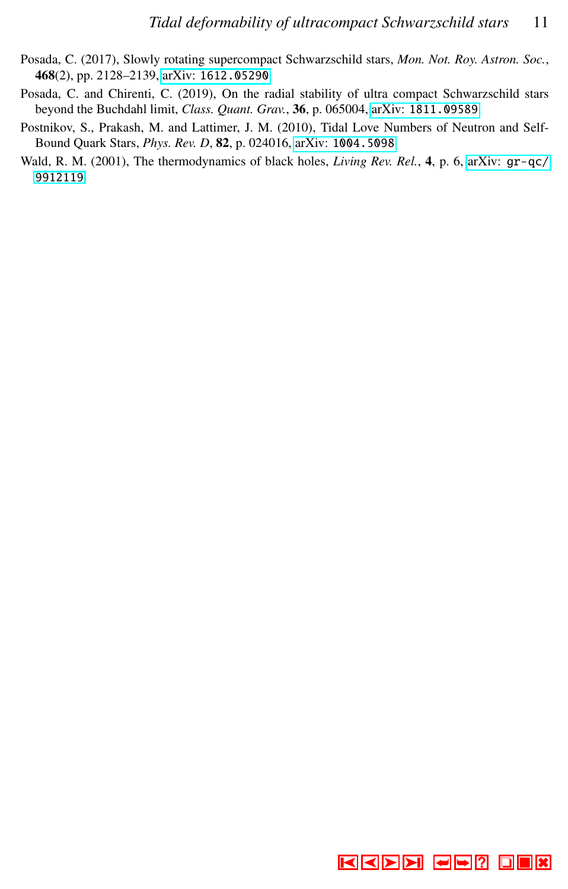Posada, C. (2017), Slowly rotating supercompact Schwarzschild stars, *Mon. Not. Roy. Astron. Soc.*, **468**(2), pp. 2128–2139, arXiv: 1612.05290.

Posada, C. and Chirenti, C. (2019), On the radial stability of ultra compact Schwarzschild stars beyond the Buchdahl limit, *Class. Quant. Grav.*, **36**, p. 065004, arXiv: 1811.09589.

Postnikov, S., Prakash, M. and Lattimer, J. M. (2010), Tidal Love Numbers of Neutron and Self-Bound Quark Stars, *Phys. Rev. D*, **82**, p. 024016, arXiv: 1004.5098.

Wald, R. M. (2001), The thermodynamics of black holes, *Living Rev. Rel.*, **4**, p. 6, arXiv: gr-qc/9912119.